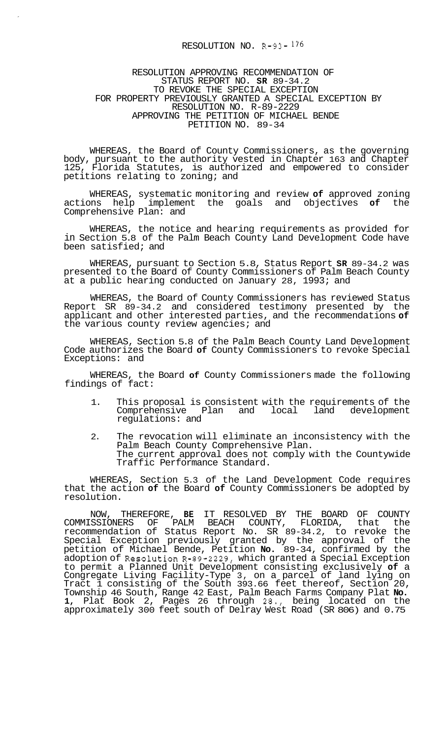# RESOLUTION NO. R-93-176

## RESOLUTION APPROVING RECOMMENDATION OF STATUS REPORT NO. SR 89-34.2 TO REVOKE THE SPECIAL EXCEPTION FOR PROPERTY PREVIOUSLY GRANTED A SPECIAL EXCEPTION BY RESOLUTION NO. R-89-2229 APPROVING THE PETITION OF MICHAEL BENDE PETITION NO. 89-34

WHEREAS, the Board of County Commissioners, as the governing body, pursuant to the authority vested in Chapter 163 and Chapter 125, Florida Statutes, is authorized and empowered to consider petitions relating to zoning; and

WHEREAS, systematic monitoring and review of approved zoning actions help implement the goals and objectives of the Comprehensive Plan: and

WHEREAS, the notice and hearing requirements as provided for in Section 5.8 of the Palm Beach County Land Development Code have been satisfied; and

WHEREAS, pursuant to Section 5.8, Status Report **SR** 89-34.2 was presented to the Board of County Commissioners of Palm Beach County at a public hearing conducted on January 28, 1993; and

WHEREAS, the Board of County Commissioners has reviewed Status Report SR 89-34.2 and considered testimony presented by the applicant and other interested parties, and the recommendations of the various county review agencies; and

WHEREAS, Section 5.8 of the Palm Beach County Land Development Code authorizes the Board of County Commissioners to revoke Special Exceptions: and

WHEREAS, the Board of County Commissioners made the following findings of fact:

1. This proposal is consistent with the requirements of the Comprehensive Plan and local land development regulations: and
2. The revocation will eliminate an inconsistency with the Palm Beach County Comprehensive Plan. The current approval does not comply with the Countywide Traffic Performance Standard.

WHEREAS, Section 5.3 of the Land Development Code requires that the action of the Board of County Commissioners be adopted by resolution.

NOW, THEREFORE, **BE** IT RESOLVED BY THE BOARD OF COUNTY COMMISSIONERS OF PALM BEACH COUNTY, FLORIDA, that the recommendation of Status Report No. SR 89-34.2, to revoke the Special Exception previously granted by the approval of the petition of Michael Bende, Petition **No.** 89-34, confirmed by the adoption of Resolution R-89-2229, which granted a Special Exception to permit a Planned Unit Development consisting exclusively of a Congregate Living Facility-Type 3, on a parcel of land lying on Tract 1 consisting of the South 393.66 feet thereof, Section 20, Township 46 South, Range 42 East, Palm Beach Farms Company Plat **No. 1,** Plat Book 2, Pages 26 through 28., being located on the approximately 300 feet south of Delray West Road (SR 806) and 0.75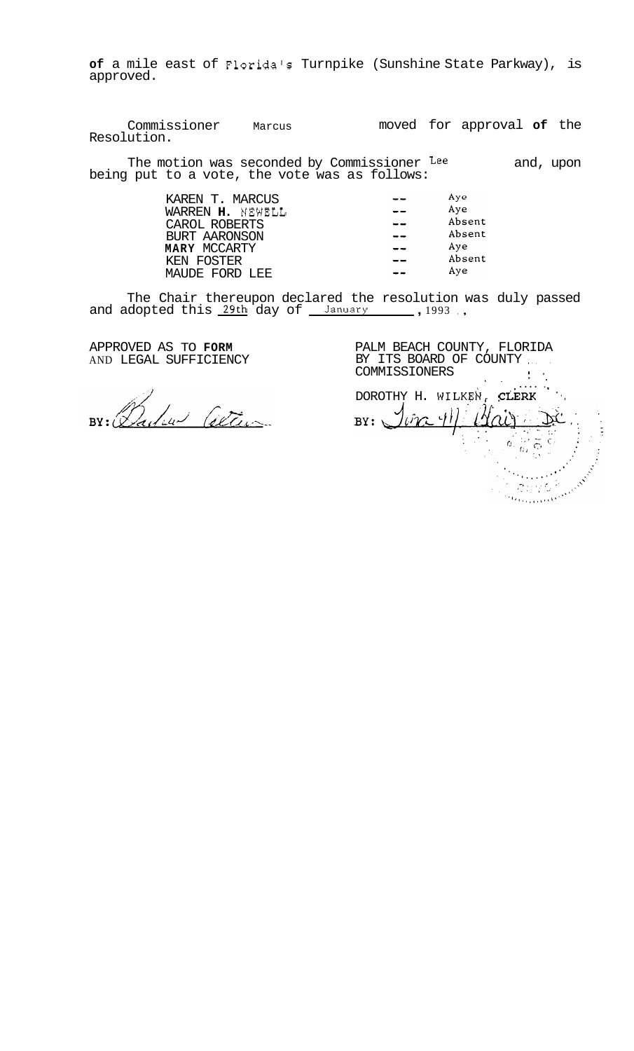of a mile east of Florida's Turnpike (Sunshine State Parkway), is approved.

Commissioner Marcus moved for approval of the Resolution.

The motion was seconded by Commissioner Lee and, upon being put to a vote, the vote was as follows:

| | | |
|---|---|---|
| KAREN T. MARCUS | -- | Aye |
| WARREN H. NEWELL | -- | Aye |
| CAROL ROBERTS | -- | Absent |
| BURT AARONSON | -- | Absent |
| MARY MCCARTY | -- | Aye |
| KEN FOSTER | -- | Absent |
| MAUDE FORD LEE | -- | Aye |

The Chair thereupon declared the resolution was duly passed and adopted this 29th day of January, 1993.

APPROVED AS TO FORM
AND LEGAL SUFFICIENCY

BY: Barbara Alterman

PALM BEACH COUNTY, FLORIDA
BY ITS BOARD OF COUNTY
COMMISSIONERS

DOROTHY H. WILKEN, CLERK

BY: Joni M. Blair DC